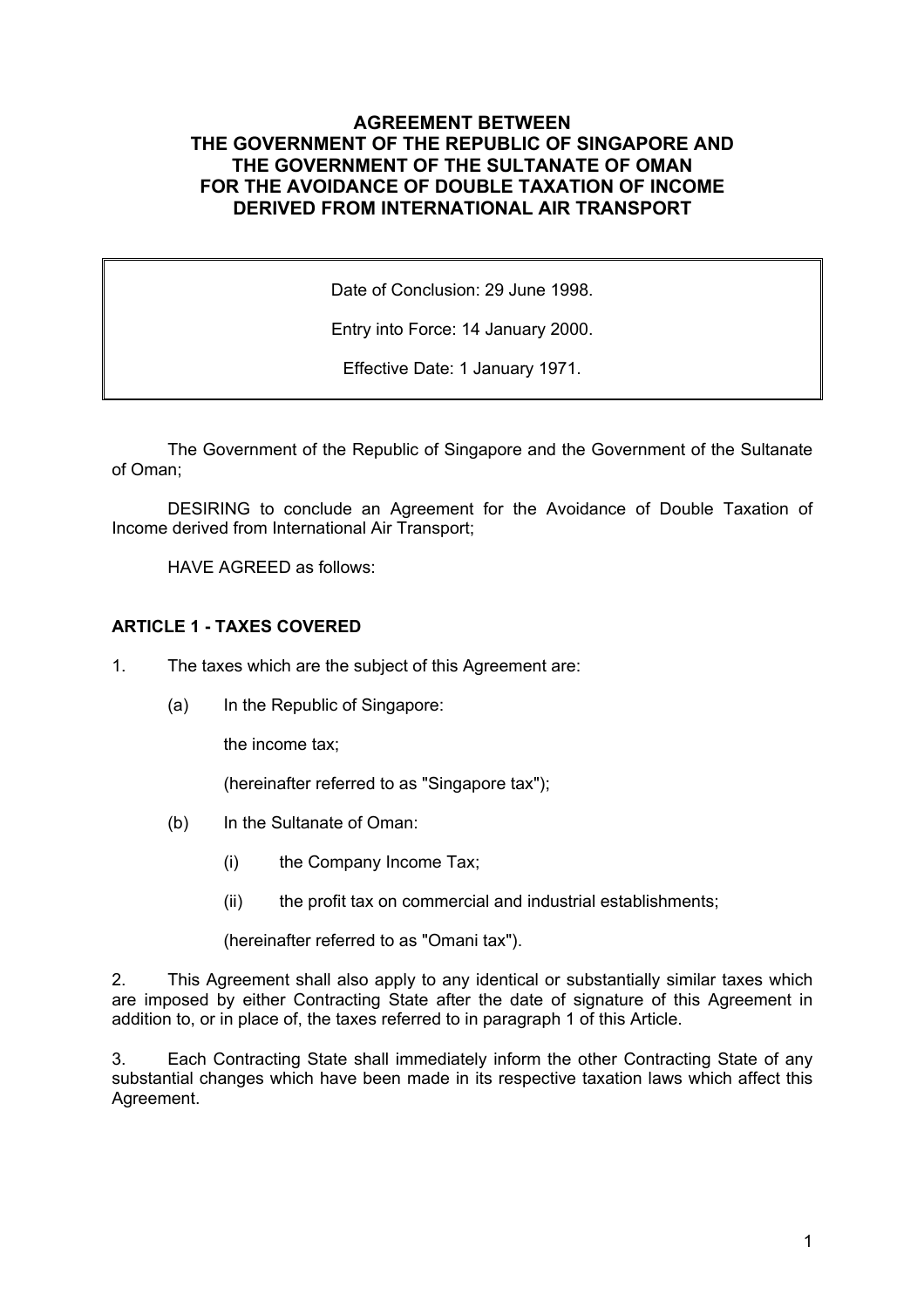# AGREEMENT BETWEEN THE GOVERNMENT OF THE REPUBLIC OF SINGAPORE AND THE GOVERNMENT OF THE SULTANATE OF OMAN FOR THE AVOIDANCE OF DOUBLE TAXATION OF INCOME DERIVED FROM INTERNATIONAL AIR TRANSPORT

| Date of Conclusion: 29 June 1998. |
| --- |
| Entry into Force: 14 January 2000. |
| Effective Date: 1 January 1971. |

The Government of the Republic of Singapore and the Government of the Sultanate of Oman;

DESIRING to conclude an Agreement for the Avoidance of Double Taxation of Income derived from International Air Transport;

HAVE AGREED as follows:

## ARTICLE 1 - TAXES COVERED

1. The taxes which are the subject of this Agreement are:

   (a) In the Republic of Singapore:

   the income tax;

   (hereinafter referred to as "Singapore tax");

   (b) In the Sultanate of Oman:

   (i) the Company Income Tax;

   (ii) the profit tax on commercial and industrial establishments;

   (hereinafter referred to as "Omani tax").

2. This Agreement shall also apply to any identical or substantially similar taxes which are imposed by either Contracting State after the date of signature of this Agreement in addition to, or in place of, the taxes referred to in paragraph 1 of this Article.

3. Each Contracting State shall immediately inform the other Contracting State of any substantial changes which have been made in its respective taxation laws which affect this Agreement.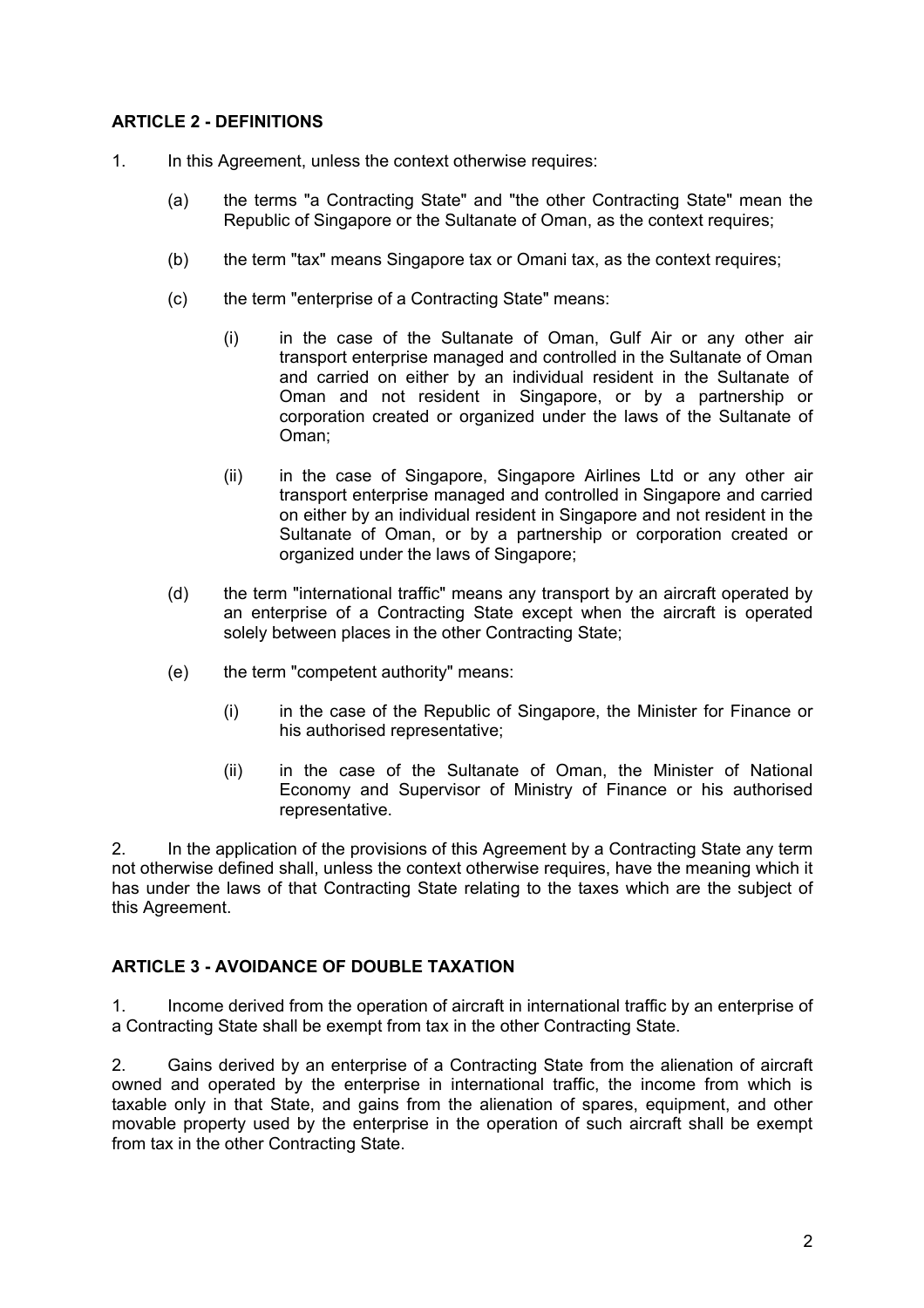**ARTICLE 2 - DEFINITIONS**

1. In this Agreement, unless the context otherwise requires:

   (a) the terms "a Contracting State" and "the other Contracting State" mean the Republic of Singapore or the Sultanate of Oman, as the context requires;

   (b) the term "tax" means Singapore tax or Omani tax, as the context requires;

   (c) the term "enterprise of a Contracting State" means:

      (i) in the case of the Sultanate of Oman, Gulf Air or any other air transport enterprise managed and controlled in the Sultanate of Oman and carried on either by an individual resident in the Sultanate of Oman and not resident in Singapore, or by a partnership or corporation created or organized under the laws of the Sultanate of Oman;

      (ii) in the case of Singapore, Singapore Airlines Ltd or any other air transport enterprise managed and controlled in Singapore and carried on either by an individual resident in Singapore and not resident in the Sultanate of Oman, or by a partnership or corporation created or organized under the laws of Singapore;

   (d) the term "international traffic" means any transport by an aircraft operated by an enterprise of a Contracting State except when the aircraft is operated solely between places in the other Contracting State;

   (e) the term "competent authority" means:

      (i) in the case of the Republic of Singapore, the Minister for Finance or his authorised representative;

      (ii) in the case of the Sultanate of Oman, the Minister of National Economy and Supervisor of Ministry of Finance or his authorised representative.

2. In the application of the provisions of this Agreement by a Contracting State any term not otherwise defined shall, unless the context otherwise requires, have the meaning which it has under the laws of that Contracting State relating to the taxes which are the subject of this Agreement.

**ARTICLE 3 - AVOIDANCE OF DOUBLE TAXATION**

1. Income derived from the operation of aircraft in international traffic by an enterprise of a Contracting State shall be exempt from tax in the other Contracting State.

2. Gains derived by an enterprise of a Contracting State from the alienation of aircraft owned and operated by the enterprise in international traffic, the income from which is taxable only in that State, and gains from the alienation of spares, equipment, and other movable property used by the enterprise in the operation of such aircraft shall be exempt from tax in the other Contracting State.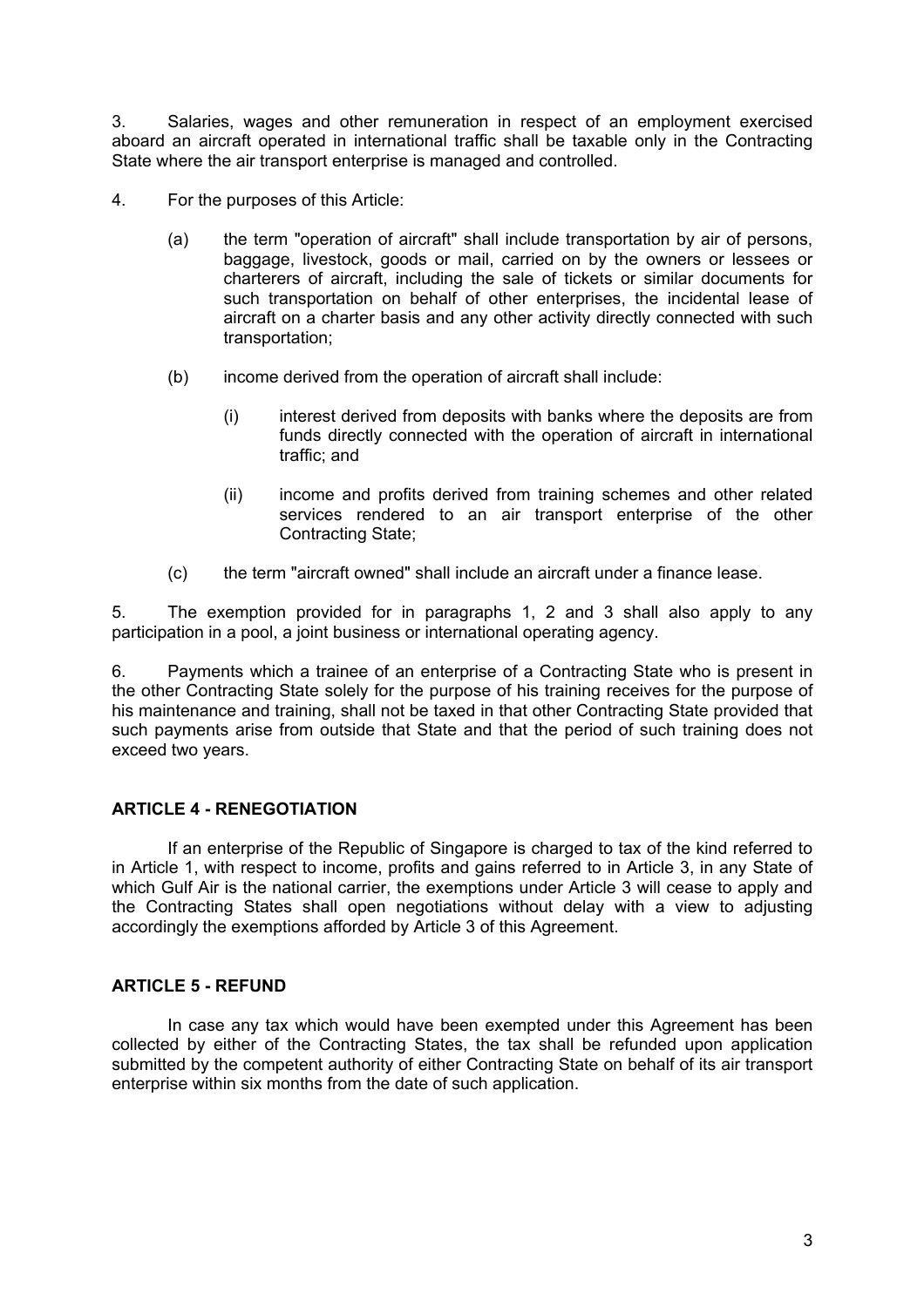3. Salaries, wages and other remuneration in respect of an employment exercised aboard an aircraft operated in international traffic shall be taxable only in the Contracting State where the air transport enterprise is managed and controlled.

4. For the purposes of this Article:

   (a) the term "operation of aircraft" shall include transportation by air of persons, baggage, livestock, goods or mail, carried on by the owners or lessees or charterers of aircraft, including the sale of tickets or similar documents for such transportation on behalf of other enterprises, the incidental lease of aircraft on a charter basis and any other activity directly connected with such transportation;

   (b) income derived from the operation of aircraft shall include:

      (i) interest derived from deposits with banks where the deposits are from funds directly connected with the operation of aircraft in international traffic; and

      (ii) income and profits derived from training schemes and other related services rendered to an air transport enterprise of the other Contracting State;

   (c) the term "aircraft owned" shall include an aircraft under a finance lease.

5. The exemption provided for in paragraphs 1, 2 and 3 shall also apply to any participation in a pool, a joint business or international operating agency.

6. Payments which a trainee of an enterprise of a Contracting State who is present in the other Contracting State solely for the purpose of his training receives for the purpose of his maintenance and training, shall not be taxed in that other Contracting State provided that such payments arise from outside that State and that the period of such training does not exceed two years.

## ARTICLE 4 - RENEGOTIATION

If an enterprise of the Republic of Singapore is charged to tax of the kind referred to in Article 1, with respect to income, profits and gains referred to in Article 3, in any State of which Gulf Air is the national carrier, the exemptions under Article 3 will cease to apply and the Contracting States shall open negotiations without delay with a view to adjusting accordingly the exemptions afforded by Article 3 of this Agreement.

## ARTICLE 5 - REFUND

In case any tax which would have been exempted under this Agreement has been collected by either of the Contracting States, the tax shall be refunded upon application submitted by the competent authority of either Contracting State on behalf of its air transport enterprise within six months from the date of such application.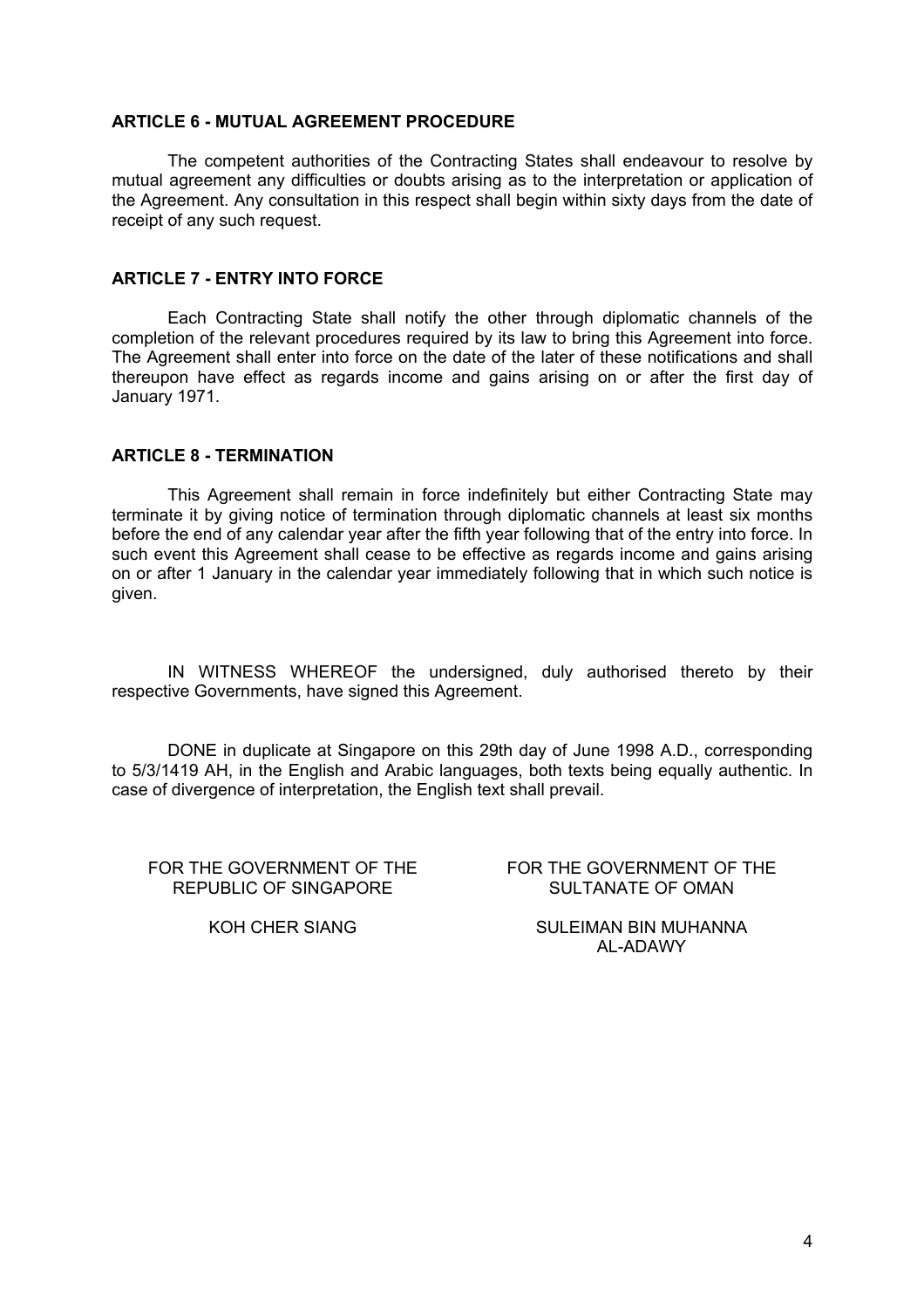**ARTICLE 6 - MUTUAL AGREEMENT PROCEDURE**

The competent authorities of the Contracting States shall endeavour to resolve by mutual agreement any difficulties or doubts arising as to the interpretation or application of the Agreement. Any consultation in this respect shall begin within sixty days from the date of receipt of any such request.

**ARTICLE 7 - ENTRY INTO FORCE**

Each Contracting State shall notify the other through diplomatic channels of the completion of the relevant procedures required by its law to bring this Agreement into force. The Agreement shall enter into force on the date of the later of these notifications and shall thereupon have effect as regards income and gains arising on or after the first day of January 1971.

**ARTICLE 8 - TERMINATION**

This Agreement shall remain in force indefinitely but either Contracting State may terminate it by giving notice of termination through diplomatic channels at least six months before the end of any calendar year after the fifth year following that of the entry into force. In such event this Agreement shall cease to be effective as regards income and gains arising on or after 1 January in the calendar year immediately following that in which such notice is given.

IN WITNESS WHEREOF the undersigned, duly authorised thereto by their respective Governments, have signed this Agreement.

DONE in duplicate at Singapore on this 29th day of June 1998 A.D., corresponding to 5/3/1419 AH, in the English and Arabic languages, both texts being equally authentic. In case of divergence of interpretation, the English text shall prevail.

| FOR THE GOVERNMENT OF THE REPUBLIC OF SINGAPORE | FOR THE GOVERNMENT OF THE SULTANATE OF OMAN |
| --- | --- |
| KOH CHER SIANG | SULEIMAN BIN MUHANNA AL-ADAWY |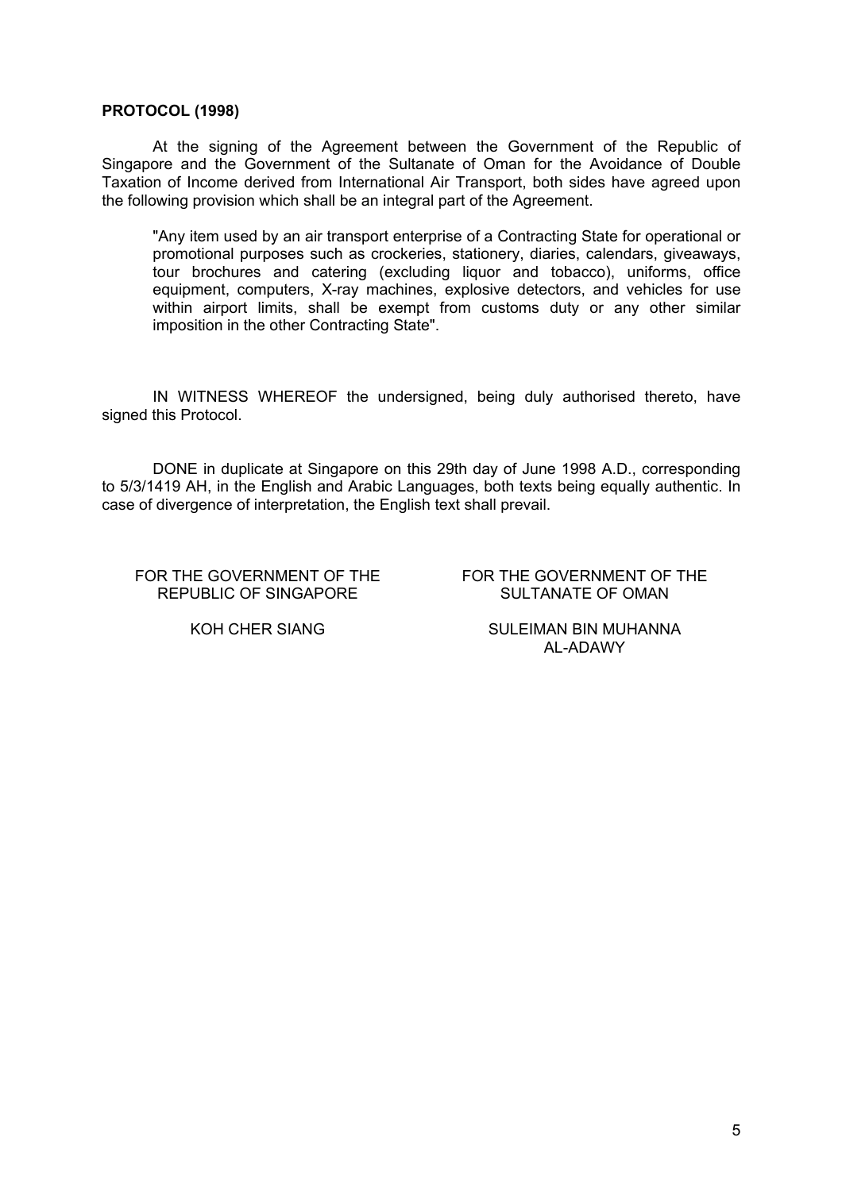**PROTOCOL (1998)**

At the signing of the Agreement between the Government of the Republic of Singapore and the Government of the Sultanate of Oman for the Avoidance of Double Taxation of Income derived from International Air Transport, both sides have agreed upon the following provision which shall be an integral part of the Agreement.

> "Any item used by an air transport enterprise of a Contracting State for operational or promotional purposes such as crockeries, stationery, diaries, calendars, giveaways, tour brochures and catering (excluding liquor and tobacco), uniforms, office equipment, computers, X-ray machines, explosive detectors, and vehicles for use within airport limits, shall be exempt from customs duty or any other similar imposition in the other Contracting State".

IN WITNESS WHEREOF the undersigned, being duly authorised thereto, have signed this Protocol.

DONE in duplicate at Singapore on this 29th day of June 1998 A.D., corresponding to 5/3/1419 AH, in the English and Arabic Languages, both texts being equally authentic. In case of divergence of interpretation, the English text shall prevail.

FOR THE GOVERNMENT OF THE REPUBLIC OF SINGAPORE

KOH CHER SIANG

FOR THE GOVERNMENT OF THE SULTANATE OF OMAN

SULEIMAN BIN MUHANNA AL-ADAWY